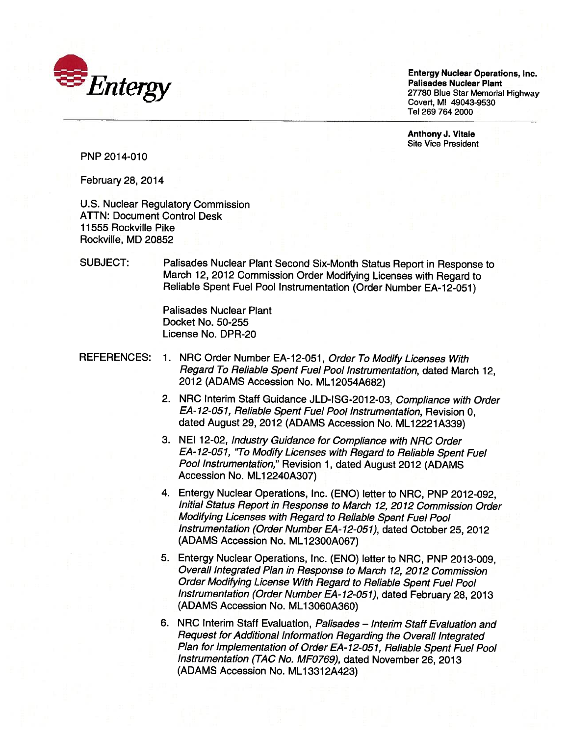Entergy

**Entergy Nuclear Operations, Inc.**
**Palisades Nuclear Plant**
27780 Blue Star Memorial Highway
Covert, MI 49043-9530
Tel 269 764 2000

**Anthony J. Vitale**
Site Vice President

PNP 2014-010

February 28, 2014

U.S. Nuclear Regulatory Commission
ATTN: Document Control Desk
11555 Rockville Pike
Rockville, MD 20852

SUBJECT: Palisades Nuclear Plant Second Six-Month Status Report in Response to March 12, 2012 Commission Order Modifying Licenses with Regard to Reliable Spent Fuel Pool Instrumentation (Order Number EA-12-051)

Palisades Nuclear Plant
Docket No. 50-255
License No. DPR-20

REFERENCES:

1. NRC Order Number EA-12-051, *Order To Modify Licenses With Regard To Reliable Spent Fuel Pool Instrumentation*, dated March 12, 2012 (ADAMS Accession No. ML12054A682)
2. NRC Interim Staff Guidance JLD-ISG-2012-03, *Compliance with Order EA-12-051, Reliable Spent Fuel Pool Instrumentation*, Revision 0, dated August 29, 2012 (ADAMS Accession No. ML12221A339)
3. NEI 12-02, *Industry Guidance for Compliance with NRC Order EA-12-051, "To Modify Licenses with Regard to Reliable Spent Fuel Pool Instrumentation,"* Revision 1, dated August 2012 (ADAMS Accession No. ML12240A307)
4. Entergy Nuclear Operations, Inc. (ENO) letter to NRC, PNP 2012-092, *Initial Status Report in Response to March 12, 2012 Commission Order Modifying Licenses with Regard to Reliable Spent Fuel Pool Instrumentation (Order Number EA-12-051)*, dated October 25, 2012 (ADAMS Accession No. ML12300A067)
5. Entergy Nuclear Operations, Inc. (ENO) letter to NRC, PNP 2013-009, *Overall Integrated Plan in Response to March 12, 2012 Commission Order Modifying License With Regard to Reliable Spent Fuel Pool Instrumentation (Order Number EA-12-051)*, dated February 28, 2013 (ADAMS Accession No. ML13060A360)
6. NRC Interim Staff Evaluation, *Palisades – Interim Staff Evaluation and Request for Additional Information Regarding the Overall Integrated Plan for Implementation of Order EA-12-051, Reliable Spent Fuel Pool Instrumentation (TAC No. MF0769)*, dated November 26, 2013 (ADAMS Accession No. ML13312A423)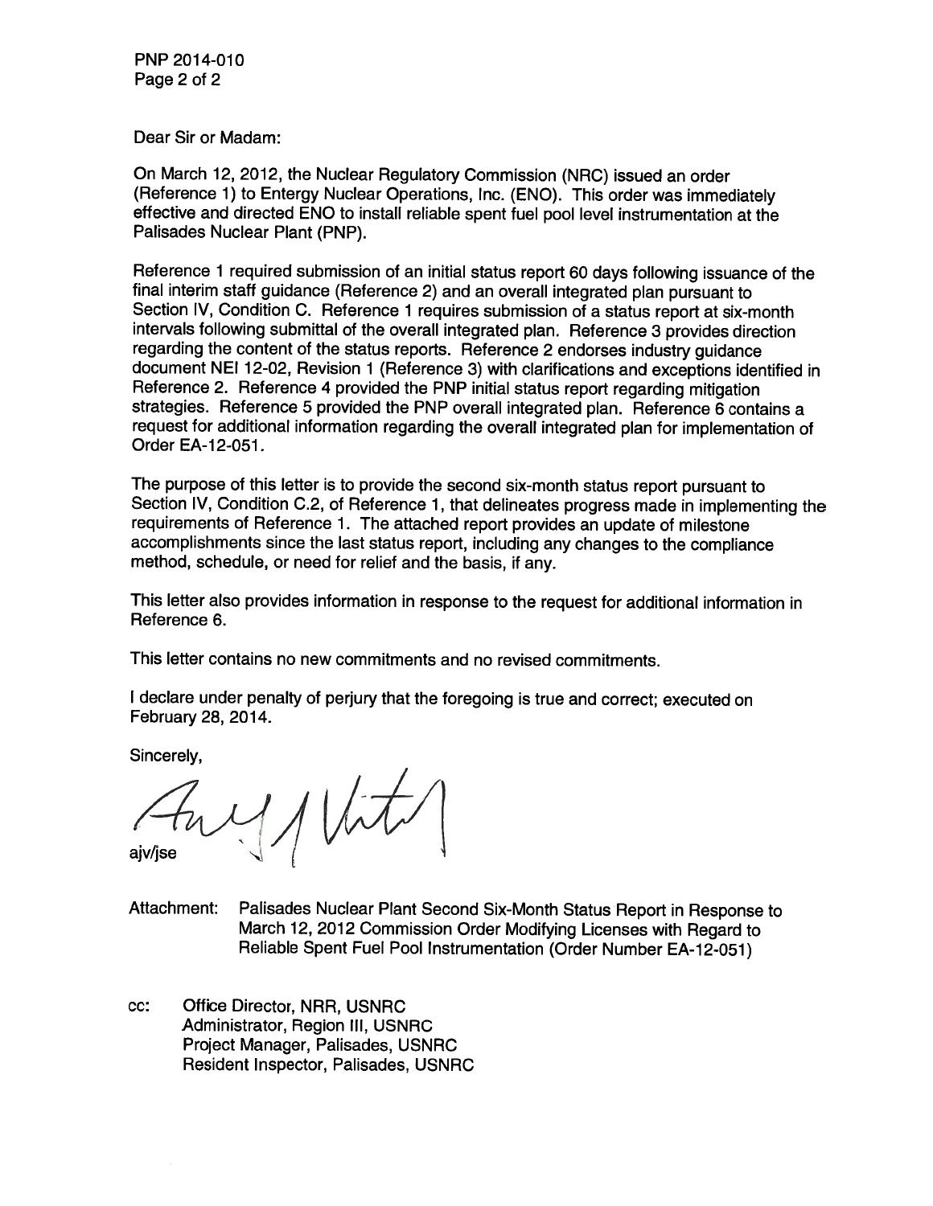Dear Sir or Madam:

On March 12, 2012, the Nuclear Regulatory Commission (NRC) issued an order (Reference 1) to Entergy Nuclear Operations, Inc. (ENO). This order was immediately effective and directed ENO to install reliable spent fuel pool level instrumentation at the Palisades Nuclear Plant (PNP).

Reference 1 required submission of an initial status report 60 days following issuance of the final interim staff guidance (Reference 2) and an overall integrated plan pursuant to Section IV, Condition C. Reference 1 requires submission of a status report at six-month intervals following submittal of the overall integrated plan. Reference 3 provides direction regarding the content of the status reports. Reference 2 endorses industry guidance document NEI 12-02, Revision 1 (Reference 3) with clarifications and exceptions identified in Reference 2. Reference 4 provided the PNP initial status report regarding mitigation strategies. Reference 5 provided the PNP overall integrated plan. Reference 6 contains a request for additional information regarding the overall integrated plan for implementation of Order EA-12-051.

The purpose of this letter is to provide the second six-month status report pursuant to Section IV, Condition C.2, of Reference 1, that delineates progress made in implementing the requirements of Reference 1. The attached report provides an update of milestone accomplishments since the last status report, including any changes to the compliance method, schedule, or need for relief and the basis, if any.

This letter also provides information in response to the request for additional information in Reference 6.

This letter contains no new commitments and no revised commitments.

I declare under penalty of perjury that the foregoing is true and correct; executed on February 28, 2014.

Sincerely,

ajv/jse

Attachment: Palisades Nuclear Plant Second Six-Month Status Report in Response to March 12, 2012 Commission Order Modifying Licenses with Regard to Reliable Spent Fuel Pool Instrumentation (Order Number EA-12-051)

cc: Office Director, NRR, USNRC
Administrator, Region III, USNRC
Project Manager, Palisades, USNRC
Resident Inspector, Palisades, USNRC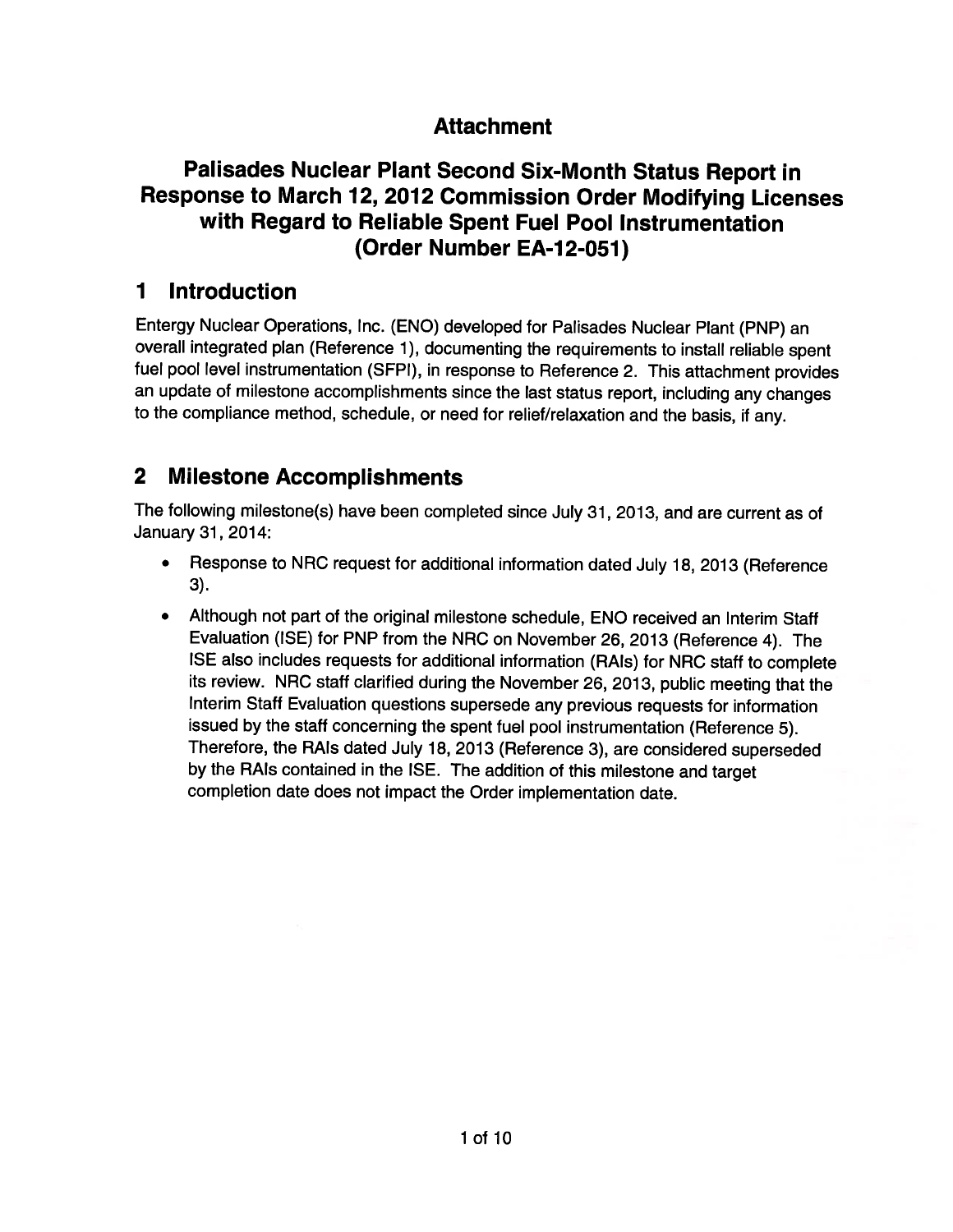# Attachment

# Palisades Nuclear Plant Second Six-Month Status Report in Response to March 12, 2012 Commission Order Modifying Licenses with Regard to Reliable Spent Fuel Pool Instrumentation (Order Number EA-12-051)

## 1 Introduction

Entergy Nuclear Operations, Inc. (ENO) developed for Palisades Nuclear Plant (PNP) an overall integrated plan (Reference 1), documenting the requirements to install reliable spent fuel pool level instrumentation (SFPI), in response to Reference 2. This attachment provides an update of milestone accomplishments since the last status report, including any changes to the compliance method, schedule, or need for relief/relaxation and the basis, if any.

## 2 Milestone Accomplishments

The following milestone(s) have been completed since July 31, 2013, and are current as of January 31, 2014:

- Response to NRC request for additional information dated July 18, 2013 (Reference 3).
- Although not part of the original milestone schedule, ENO received an Interim Staff Evaluation (ISE) for PNP from the NRC on November 26, 2013 (Reference 4). The ISE also includes requests for additional information (RAIs) for NRC staff to complete its review. NRC staff clarified during the November 26, 2013, public meeting that the Interim Staff Evaluation questions supersede any previous requests for information issued by the staff concerning the spent fuel pool instrumentation (Reference 5). Therefore, the RAIs dated July 18, 2013 (Reference 3), are considered superseded by the RAIs contained in the ISE. The addition of this milestone and target completion date does not impact the Order implementation date.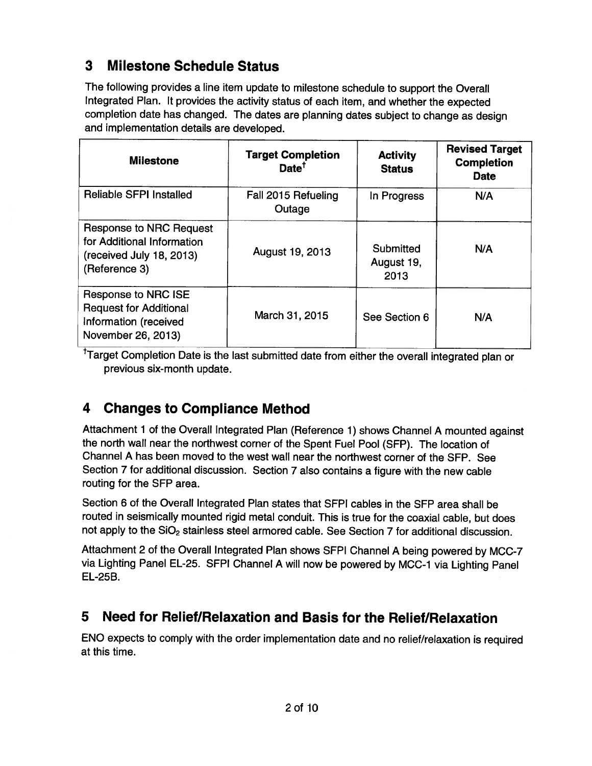## 3 Milestone Schedule Status

The following provides a line item update to milestone schedule to support the Overall Integrated Plan. It provides the activity status of each item, and whether the expected completion date has changed. The dates are planning dates subject to change as design and implementation details are developed.

| Milestone | Target Completion Date† | Activity Status | Revised Target Completion Date |
|---|---|---|---|
| Reliable SFPI Installed | Fall 2015 Refueling Outage | In Progress | N/A |
| Response to NRC Request for Additional Information (received July 18, 2013) (Reference 3) | August 19, 2013 | Submitted August 19, 2013 | N/A |
| Response to NRC ISE Request for Additional Information (received November 26, 2013) | March 31, 2015 | See Section 6 | N/A |

†Target Completion Date is the last submitted date from either the overall integrated plan or previous six-month update.

## 4 Changes to Compliance Method

Attachment 1 of the Overall Integrated Plan (Reference 1) shows Channel A mounted against the north wall near the northwest corner of the Spent Fuel Pool (SFP). The location of Channel A has been moved to the west wall near the northwest corner of the SFP. See Section 7 for additional discussion. Section 7 also contains a figure with the new cable routing for the SFP area.

Section 6 of the Overall Integrated Plan states that SFPI cables in the SFP area shall be routed in seismically mounted rigid metal conduit. This is true for the coaxial cable, but does not apply to the $SiO_2$ stainless steel armored cable. See Section 7 for additional discussion.

Attachment 2 of the Overall Integrated Plan shows SFPI Channel A being powered by MCC-7 via Lighting Panel EL-25. SFPI Channel A will now be powered by MCC-1 via Lighting Panel EL-25B.

## 5 Need for Relief/Relaxation and Basis for the Relief/Relaxation

ENO expects to comply with the order implementation date and no relief/relaxation is required at this time.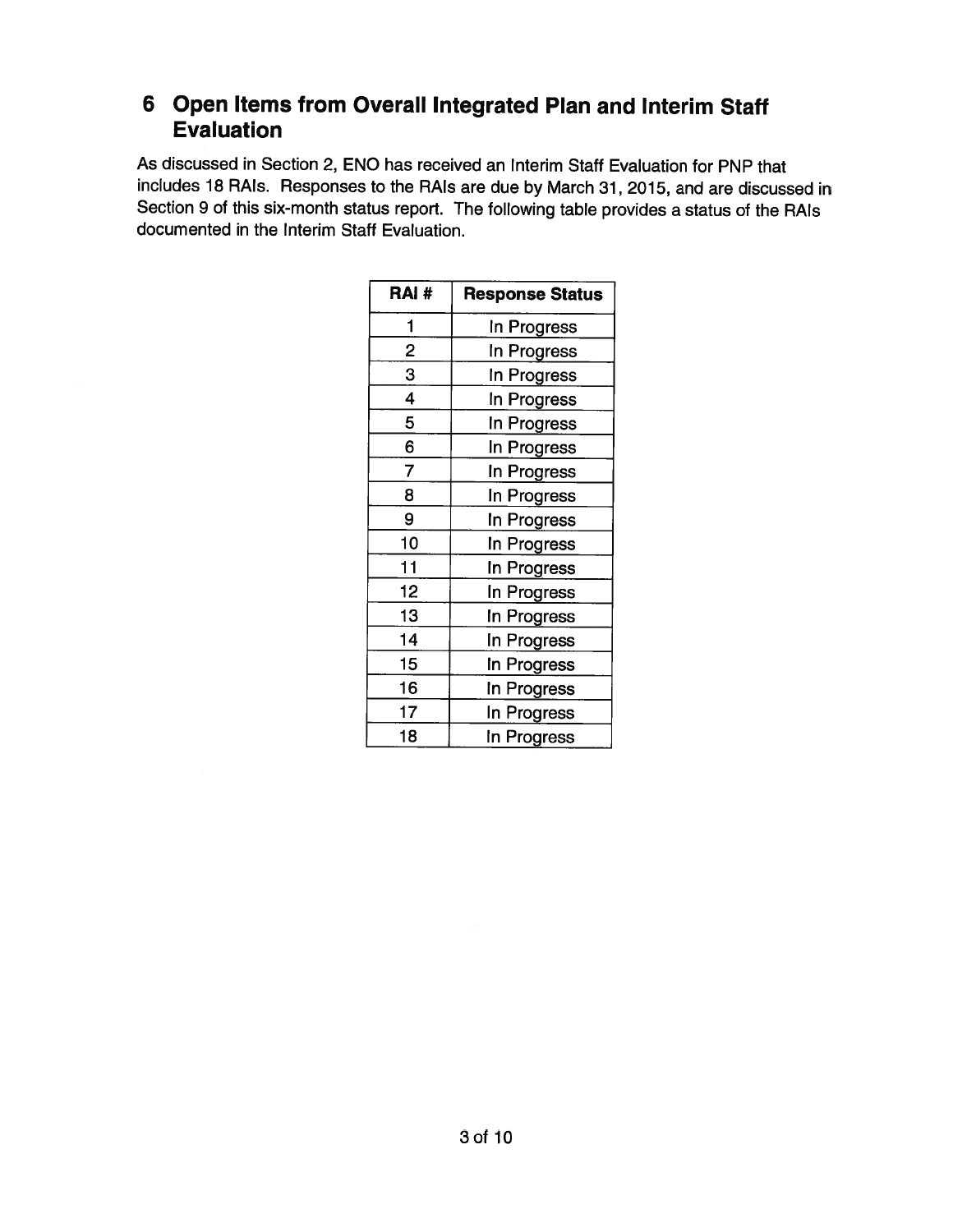# 6 Open Items from Overall Integrated Plan and Interim Staff Evaluation

As discussed in Section 2, ENO has received an Interim Staff Evaluation for PNP that includes 18 RAIs. Responses to the RAIs are due by March 31, 2015, and are discussed in Section 9 of this six-month status report. The following table provides a status of the RAIs documented in the Interim Staff Evaluation.

| RAI # | Response Status |
|---|---|
| 1 | In Progress |
| 2 | In Progress |
| 3 | In Progress |
| 4 | In Progress |
| 5 | In Progress |
| 6 | In Progress |
| 7 | In Progress |
| 8 | In Progress |
| 9 | In Progress |
| 10 | In Progress |
| 11 | In Progress |
| 12 | In Progress |
| 13 | In Progress |
| 14 | In Progress |
| 15 | In Progress |
| 16 | In Progress |
| 17 | In Progress |
| 18 | In Progress |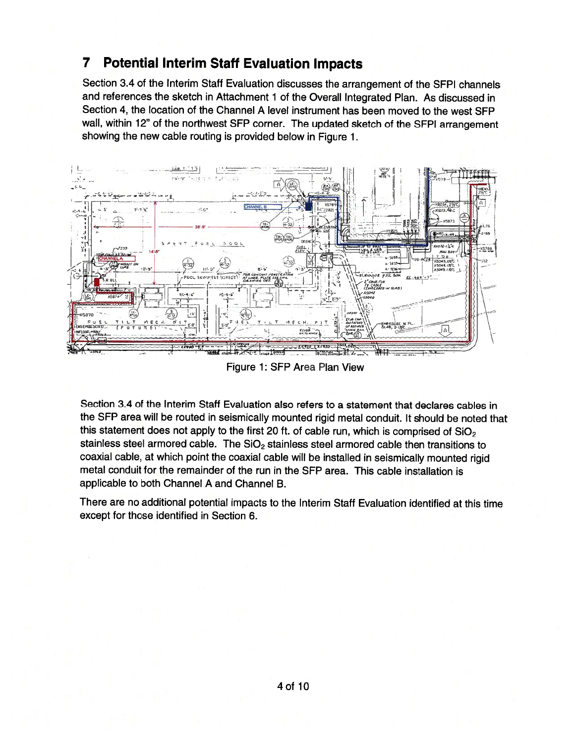# 7 Potential Interim Staff Evaluation Impacts

Section 3.4 of the Interim Staff Evaluation discusses the arrangement of the SFPI channels and references the sketch in Attachment 1 of the Overall Integrated Plan. As discussed in Section 4, the location of the Channel A level instrument has been moved to the west SFP wall, within 12" of the northwest SFP corner. The updated sketch of the SFPI arrangement showing the new cable routing is provided below in Figure 1.

Figure 1: SFP Area Plan View

Section 3.4 of the Interim Staff Evaluation also refers to a statement that declares cables in the SFP area will be routed in seismically mounted rigid metal conduit. It should be noted that this statement does not apply to the first 20 ft. of cable run, which is comprised of $SiO_2$ stainless steel armored cable. The $SiO_2$ stainless steel armored cable then transitions to coaxial cable, at which point the coaxial cable will be installed in seismically mounted rigid metal conduit for the remainder of the run in the SFP area. This cable installation is applicable to both Channel A and Channel B.

There are no additional potential impacts to the Interim Staff Evaluation identified at this time except for those identified in Section 6.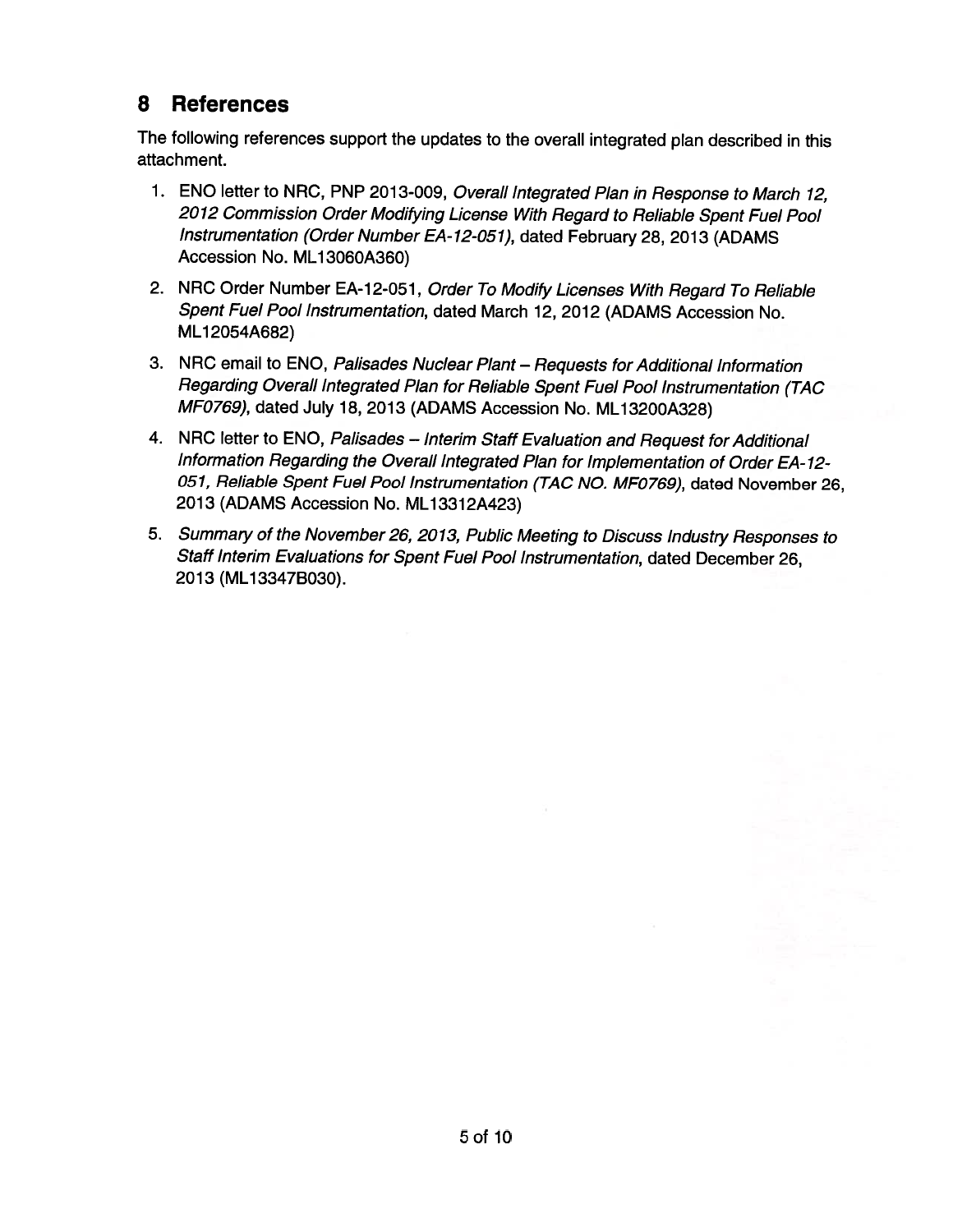## 8 References

The following references support the updates to the overall integrated plan described in this attachment.

1. ENO letter to NRC, PNP 2013-009, *Overall Integrated Plan in Response to March 12, 2012 Commission Order Modifying License With Regard to Reliable Spent Fuel Pool Instrumentation (Order Number EA-12-051)*, dated February 28, 2013 (ADAMS Accession No. ML13060A360)
2. NRC Order Number EA-12-051, *Order To Modify Licenses With Regard To Reliable Spent Fuel Pool Instrumentation*, dated March 12, 2012 (ADAMS Accession No. ML12054A682)
3. NRC email to ENO, *Palisades Nuclear Plant – Requests for Additional Information Regarding Overall Integrated Plan for Reliable Spent Fuel Pool Instrumentation (TAC MF0769)*, dated July 18, 2013 (ADAMS Accession No. ML13200A328)
4. NRC letter to ENO, *Palisades – Interim Staff Evaluation and Request for Additional Information Regarding the Overall Integrated Plan for Implementation of Order EA-12-051, Reliable Spent Fuel Pool Instrumentation (TAC NO. MF0769)*, dated November 26, 2013 (ADAMS Accession No. ML13312A423)
5. *Summary of the November 26, 2013, Public Meeting to Discuss Industry Responses to Staff Interim Evaluations for Spent Fuel Pool Instrumentation*, dated December 26, 2013 (ML13347B030).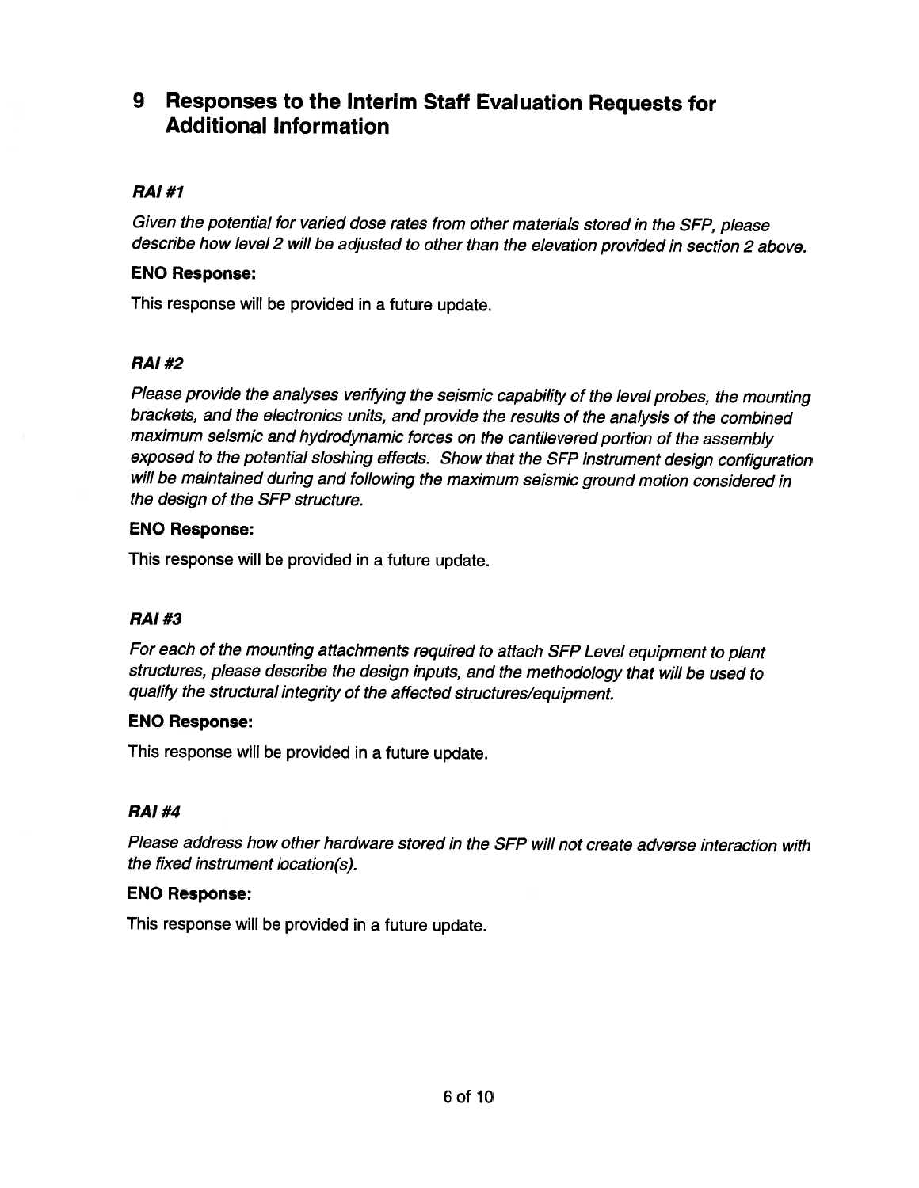# 9 Responses to the Interim Staff Evaluation Requests for Additional Information

***RAI #1***

*Given the potential for varied dose rates from other materials stored in the SFP, please describe how level 2 will be adjusted to other than the elevation provided in section 2 above.*

**ENO Response:**

This response will be provided in a future update.

***RAI #2***

*Please provide the analyses verifying the seismic capability of the level probes, the mounting brackets, and the electronics units, and provide the results of the analysis of the combined maximum seismic and hydrodynamic forces on the cantilevered portion of the assembly exposed to the potential sloshing effects. Show that the SFP instrument design configuration will be maintained during and following the maximum seismic ground motion considered in the design of the SFP structure.*

**ENO Response:**

This response will be provided in a future update.

***RAI #3***

*For each of the mounting attachments required to attach SFP Level equipment to plant structures, please describe the design inputs, and the methodology that will be used to qualify the structural integrity of the affected structures/equipment.*

**ENO Response:**

This response will be provided in a future update.

***RAI #4***

*Please address how other hardware stored in the SFP will not create adverse interaction with the fixed instrument location(s).*

**ENO Response:**

This response will be provided in a future update.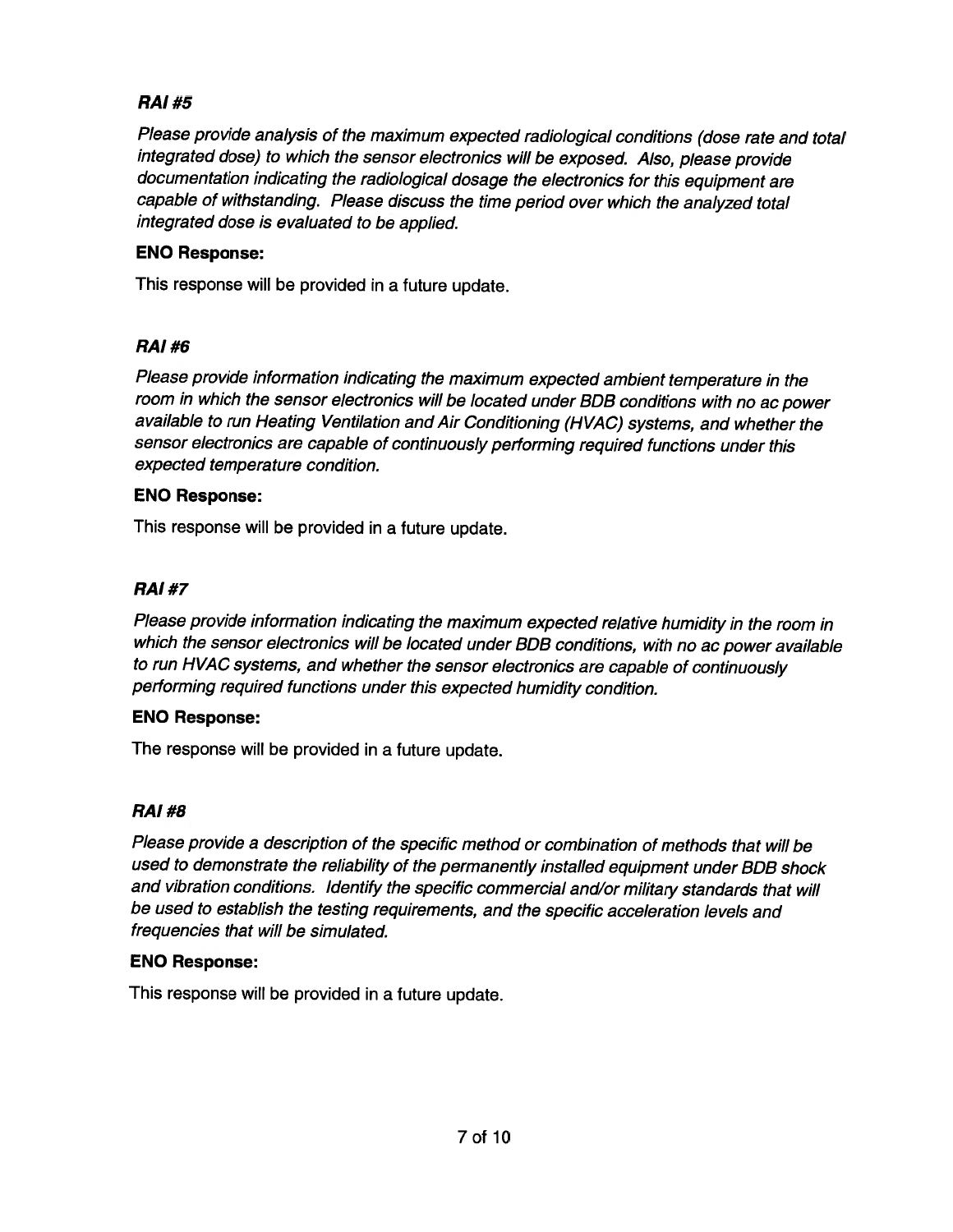***RAI #5***

*Please provide analysis of the maximum expected radiological conditions (dose rate and total integrated dose) to which the sensor electronics will be exposed. Also, please provide documentation indicating the radiological dosage the electronics for this equipment are capable of withstanding. Please discuss the time period over which the analyzed total integrated dose is evaluated to be applied.*

**ENO Response:**

This response will be provided in a future update.

***RAI #6***

*Please provide information indicating the maximum expected ambient temperature in the room in which the sensor electronics will be located under BDB conditions with no ac power available to run Heating Ventilation and Air Conditioning (HVAC) systems, and whether the sensor electronics are capable of continuously performing required functions under this expected temperature condition.*

**ENO Response:**

This response will be provided in a future update.

***RAI #7***

*Please provide information indicating the maximum expected relative humidity in the room in which the sensor electronics will be located under BDB conditions, with no ac power available to run HVAC systems, and whether the sensor electronics are capable of continuously performing required functions under this expected humidity condition.*

**ENO Response:**

The response will be provided in a future update.

***RAI #8***

*Please provide a description of the specific method or combination of methods that will be used to demonstrate the reliability of the permanently installed equipment under BDB shock and vibration conditions. Identify the specific commercial and/or military standards that will be used to establish the testing requirements, and the specific acceleration levels and frequencies that will be simulated.*

**ENO Response:**

This response will be provided in a future update.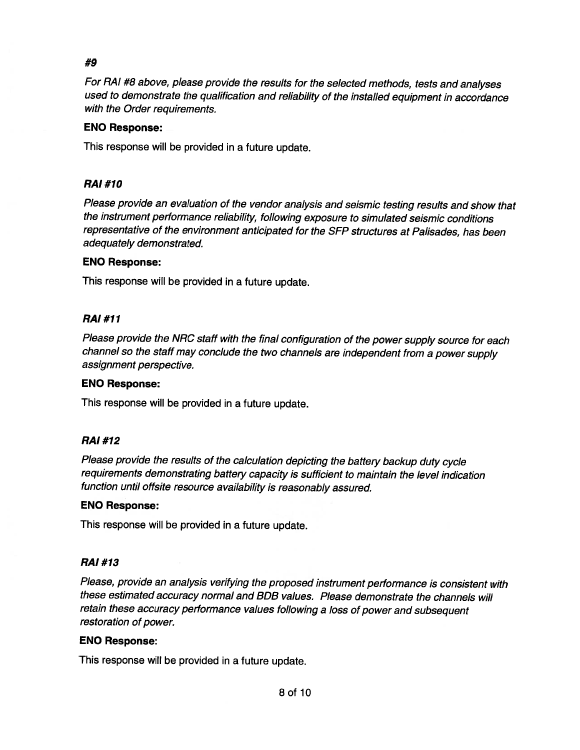***#9***

*For RAI #8 above, please provide the results for the selected methods, tests and analyses used to demonstrate the qualification and reliability of the installed equipment in accordance with the Order requirements.*

**ENO Response:**

This response will be provided in a future update.

***RAI #10***

*Please provide an evaluation of the vendor analysis and seismic testing results and show that the instrument performance reliability, following exposure to simulated seismic conditions representative of the environment anticipated for the SFP structures at Palisades, has been adequately demonstrated.*

**ENO Response:**

This response will be provided in a future update.

***RAI #11***

*Please provide the NRC staff with the final configuration of the power supply source for each channel so the staff may conclude the two channels are independent from a power supply assignment perspective.*

**ENO Response:**

This response will be provided in a future update.

***RAI #12***

*Please provide the results of the calculation depicting the battery backup duty cycle requirements demonstrating battery capacity is sufficient to maintain the level indication function until offsite resource availability is reasonably assured.*

**ENO Response:**

This response will be provided in a future update.

***RAI #13***

*Please, provide an analysis verifying the proposed instrument performance is consistent with these estimated accuracy normal and BDB values. Please demonstrate the channels will retain these accuracy performance values following a loss of power and subsequent restoration of power.*

**ENO Response:**

This response will be provided in a future update.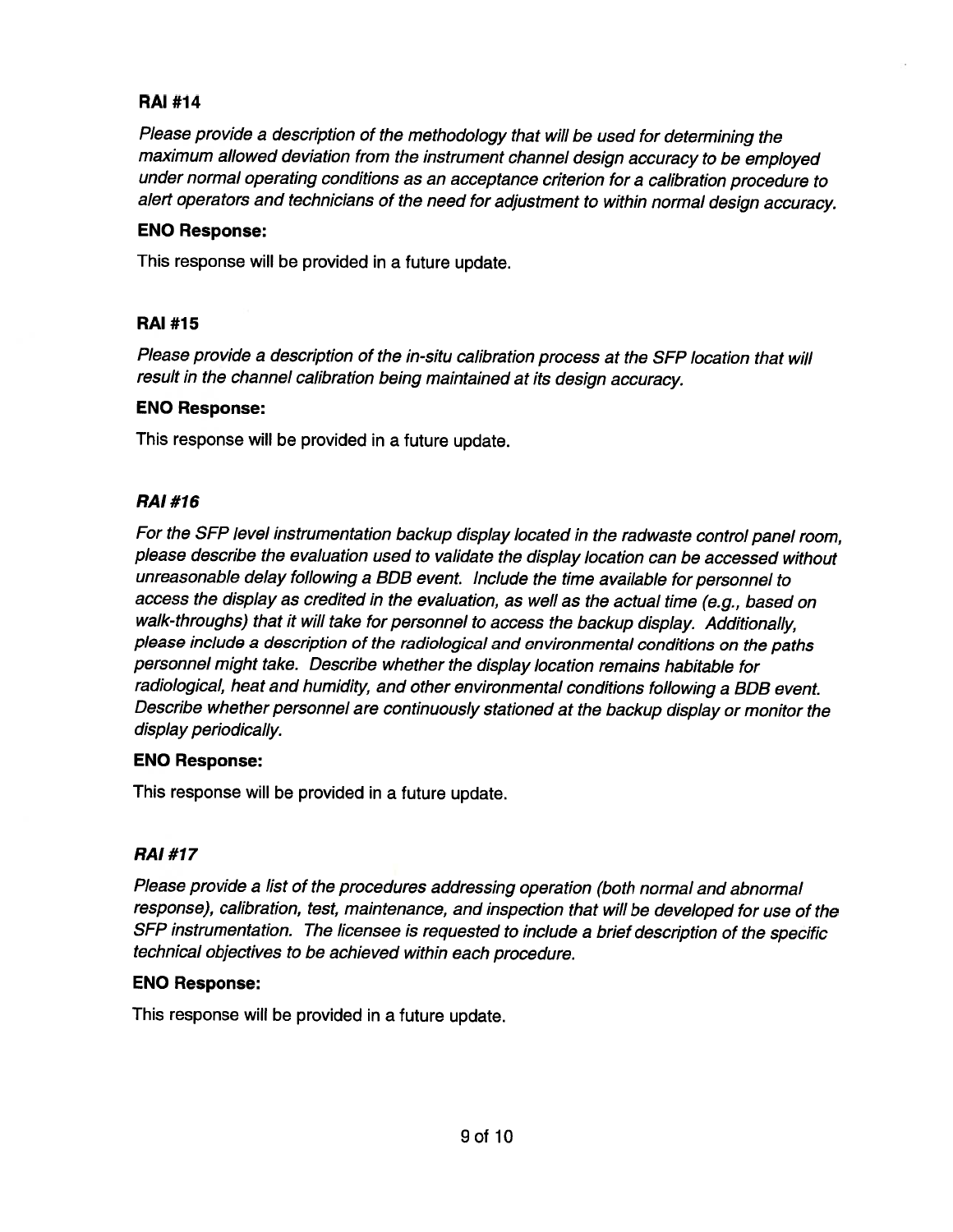**RAI #14**

*Please provide a description of the methodology that will be used for determining the maximum allowed deviation from the instrument channel design accuracy to be employed under normal operating conditions as an acceptance criterion for a calibration procedure to alert operators and technicians of the need for adjustment to within normal design accuracy.*

**ENO Response:**

This response will be provided in a future update.

**RAI #15**

*Please provide a description of the in-situ calibration process at the SFP location that will result in the channel calibration being maintained at its design accuracy.*

**ENO Response:**

This response will be provided in a future update.

***RAI #16***

*For the SFP level instrumentation backup display located in the radwaste control panel room, please describe the evaluation used to validate the display location can be accessed without unreasonable delay following a BDB event. Include the time available for personnel to access the display as credited in the evaluation, as well as the actual time (e.g., based on walk-throughs) that it will take for personnel to access the backup display. Additionally, please include a description of the radiological and environmental conditions on the paths personnel might take. Describe whether the display location remains habitable for radiological, heat and humidity, and other environmental conditions following a BDB event. Describe whether personnel are continuously stationed at the backup display or monitor the display periodically.*

**ENO Response:**

This response will be provided in a future update.

***RAI #17***

*Please provide a list of the procedures addressing operation (both normal and abnormal response), calibration, test, maintenance, and inspection that will be developed for use of the SFP instrumentation. The licensee is requested to include a brief description of the specific technical objectives to be achieved within each procedure.*

**ENO Response:**

This response will be provided in a future update.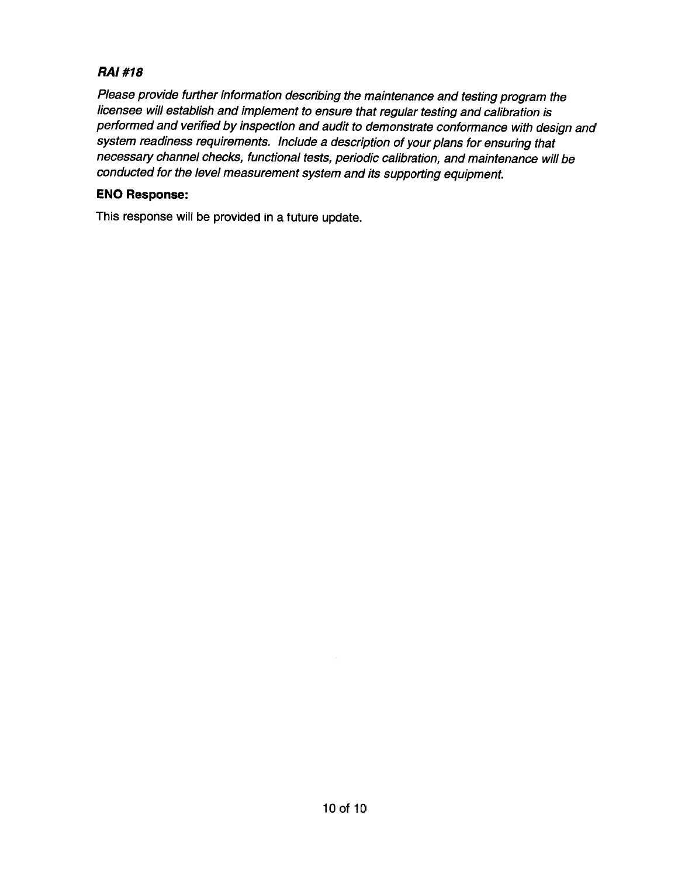***RAI #18***

*Please provide further information describing the maintenance and testing program the licensee will establish and implement to ensure that regular testing and calibration is performed and verified by inspection and audit to demonstrate conformance with design and system readiness requirements. Include a description of your plans for ensuring that necessary channel checks, functional tests, periodic calibration, and maintenance will be conducted for the level measurement system and its supporting equipment.*

**ENO Response:**

This response will be provided in a future update.